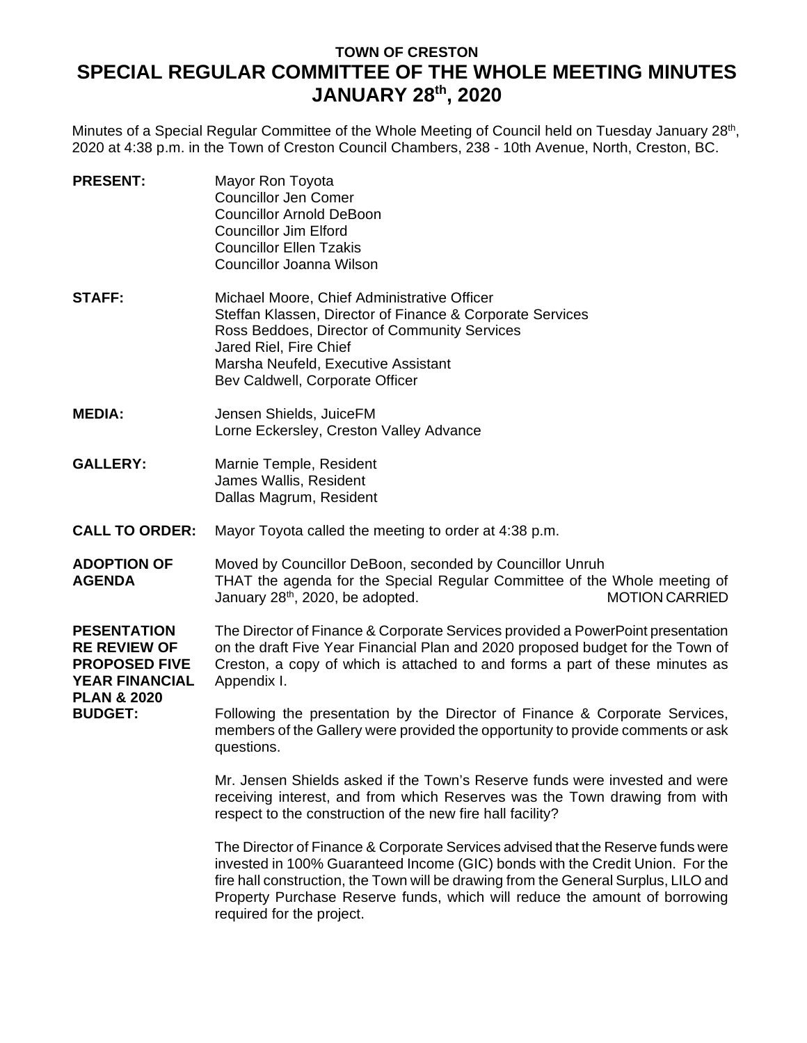# TOWN OF CRESTON

# SPECIAL REGULAR COMMITTEE OF THE WHOLE MEETING MINUTES JANUARY 28th, 2020

Minutes of a Special Regular Committee of the Whole Meeting of Council held on Tuesday January 28th, 2020 at 4:38 p.m. in the Town of Creston Council Chambers, 238 - 10th Avenue, North, Creston, BC.

**PRESENT:**
Mayor Ron Toyota
Councillor Jen Comer
Councillor Arnold DeBoon
Councillor Jim Elford
Councillor Ellen Tzakis
Councillor Joanna Wilson

**STAFF:**
Michael Moore, Chief Administrative Officer
Steffan Klassen, Director of Finance & Corporate Services
Ross Beddoes, Director of Community Services
Jared Riel, Fire Chief
Marsha Neufeld, Executive Assistant
Bev Caldwell, Corporate Officer

**MEDIA:**
Jensen Shields, JuiceFM
Lorne Eckersley, Creston Valley Advance

**GALLERY:**
Marnie Temple, Resident
James Wallis, Resident
Dallas Magrum, Resident

**CALL TO ORDER:** Mayor Toyota called the meeting to order at 4:38 p.m.

**ADOPTION OF AGENDA**

Moved by Councillor DeBoon, seconded by Councillor Unruh
THAT the agenda for the Special Regular Committee of the Whole meeting of January 28th, 2020, be adopted. MOTION CARRIED

**PESENTATION RE REVIEW OF PROPOSED FIVE YEAR FINANCIAL PLAN & 2020 BUDGET:**

The Director of Finance & Corporate Services provided a PowerPoint presentation on the draft Five Year Financial Plan and 2020 proposed budget for the Town of Creston, a copy of which is attached to and forms a part of these minutes as Appendix I.

Following the presentation by the Director of Finance & Corporate Services, members of the Gallery were provided the opportunity to provide comments or ask questions.

Mr. Jensen Shields asked if the Town's Reserve funds were invested and were receiving interest, and from which Reserves was the Town drawing from with respect to the construction of the new fire hall facility?

The Director of Finance & Corporate Services advised that the Reserve funds were invested in 100% Guaranteed Income (GIC) bonds with the Credit Union. For the fire hall construction, the Town will be drawing from the General Surplus, LILO and Property Purchase Reserve funds, which will reduce the amount of borrowing required for the project.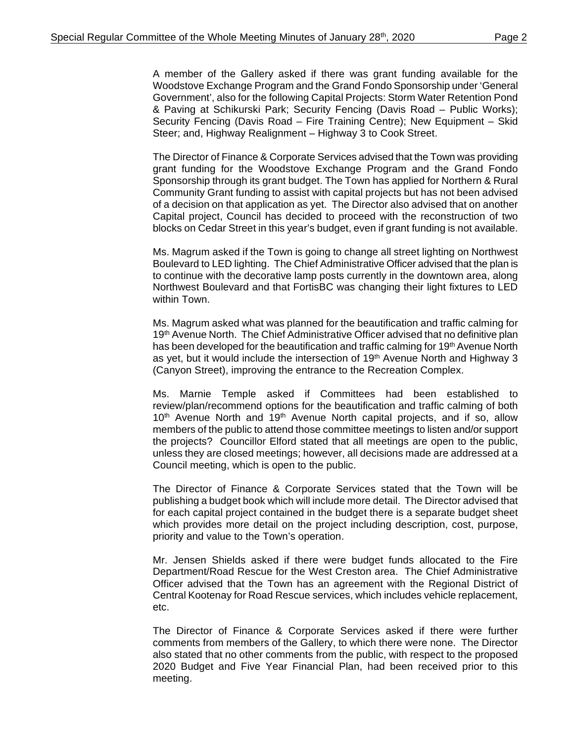A member of the Gallery asked if there was grant funding available for the Woodstove Exchange Program and the Grand Fondo Sponsorship under 'General Government', also for the following Capital Projects: Storm Water Retention Pond & Paving at Schikurski Park; Security Fencing (Davis Road – Public Works); Security Fencing (Davis Road – Fire Training Centre); New Equipment – Skid Steer; and, Highway Realignment – Highway 3 to Cook Street.

The Director of Finance & Corporate Services advised that the Town was providing grant funding for the Woodstove Exchange Program and the Grand Fondo Sponsorship through its grant budget. The Town has applied for Northern & Rural Community Grant funding to assist with capital projects but has not been advised of a decision on that application as yet. The Director also advised that on another Capital project, Council has decided to proceed with the reconstruction of two blocks on Cedar Street in this year's budget, even if grant funding is not available.

Ms. Magrum asked if the Town is going to change all street lighting on Northwest Boulevard to LED lighting. The Chief Administrative Officer advised that the plan is to continue with the decorative lamp posts currently in the downtown area, along Northwest Boulevard and that FortisBC was changing their light fixtures to LED within Town.

Ms. Magrum asked what was planned for the beautification and traffic calming for 19th Avenue North. The Chief Administrative Officer advised that no definitive plan has been developed for the beautification and traffic calming for 19th Avenue North as yet, but it would include the intersection of 19th Avenue North and Highway 3 (Canyon Street), improving the entrance to the Recreation Complex.

Ms. Marnie Temple asked if Committees had been established to review/plan/recommend options for the beautification and traffic calming of both 10th Avenue North and 19th Avenue North capital projects, and if so, allow members of the public to attend those committee meetings to listen and/or support the projects? Councillor Elford stated that all meetings are open to the public, unless they are closed meetings; however, all decisions made are addressed at a Council meeting, which is open to the public.

The Director of Finance & Corporate Services stated that the Town will be publishing a budget book which will include more detail. The Director advised that for each capital project contained in the budget there is a separate budget sheet which provides more detail on the project including description, cost, purpose, priority and value to the Town's operation.

Mr. Jensen Shields asked if there were budget funds allocated to the Fire Department/Road Rescue for the West Creston area. The Chief Administrative Officer advised that the Town has an agreement with the Regional District of Central Kootenay for Road Rescue services, which includes vehicle replacement, etc.

The Director of Finance & Corporate Services asked if there were further comments from members of the Gallery, to which there were none. The Director also stated that no other comments from the public, with respect to the proposed 2020 Budget and Five Year Financial Plan, had been received prior to this meeting.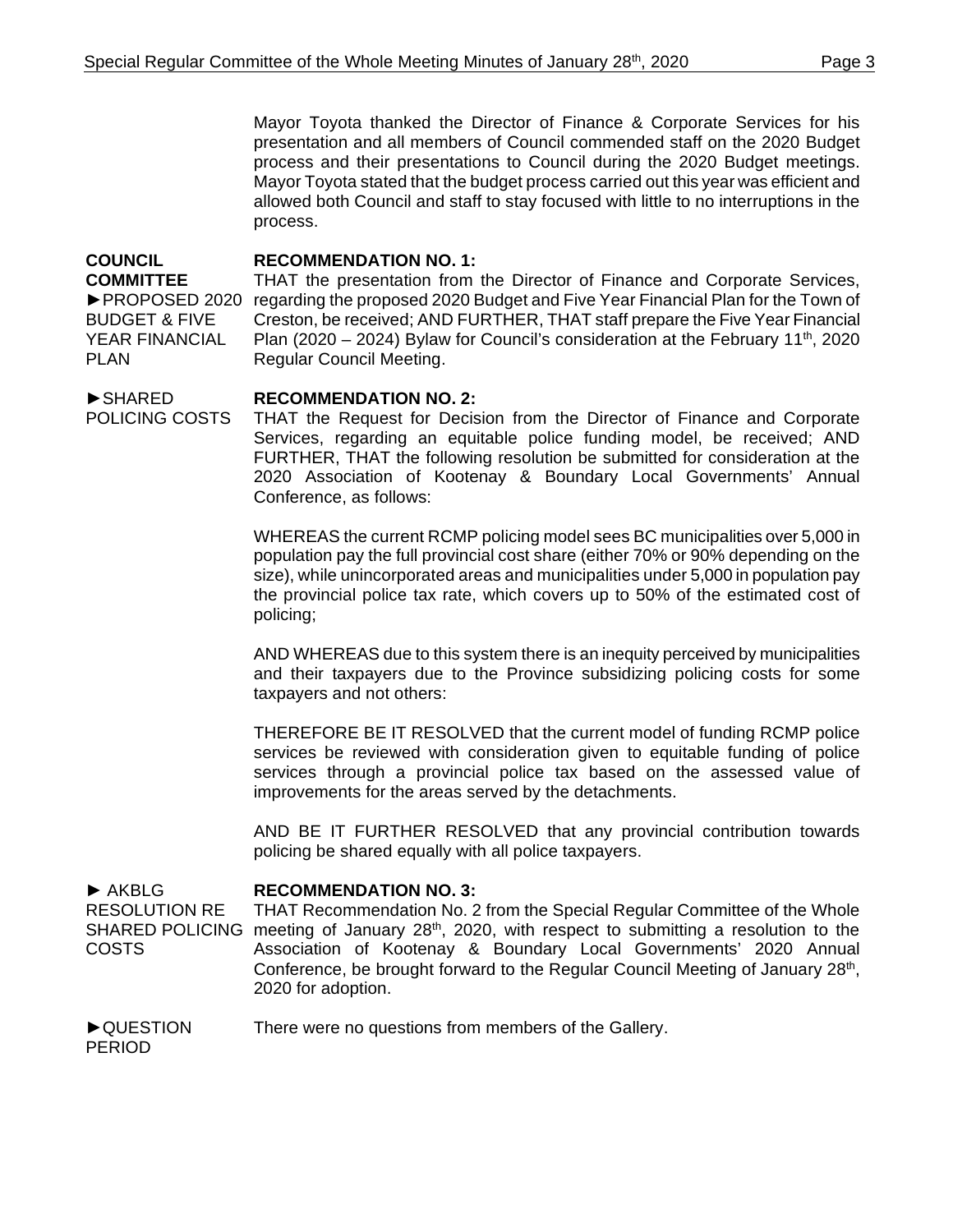Mayor Toyota thanked the Director of Finance & Corporate Services for his presentation and all members of Council commended staff on the 2020 Budget process and their presentations to Council during the 2020 Budget meetings. Mayor Toyota stated that the budget process carried out this year was efficient and allowed both Council and staff to stay focused with little to no interruptions in the process.

**COUNCIL COMMITTEE**

►PROPOSED 2020 BUDGET & FIVE YEAR FINANCIAL PLAN

**RECOMMENDATION NO. 1:**

THAT the presentation from the Director of Finance and Corporate Services, regarding the proposed 2020 Budget and Five Year Financial Plan for the Town of Creston, be received; AND FURTHER, THAT staff prepare the Five Year Financial Plan (2020 – 2024) Bylaw for Council's consideration at the February 11th, 2020 Regular Council Meeting.

►SHARED POLICING COSTS

**RECOMMENDATION NO. 2:**

THAT the Request for Decision from the Director of Finance and Corporate Services, regarding an equitable police funding model, be received; AND FURTHER, THAT the following resolution be submitted for consideration at the 2020 Association of Kootenay & Boundary Local Governments' Annual Conference, as follows:

WHEREAS the current RCMP policing model sees BC municipalities over 5,000 in population pay the full provincial cost share (either 70% or 90% depending on the size), while unincorporated areas and municipalities under 5,000 in population pay the provincial police tax rate, which covers up to 50% of the estimated cost of policing;

AND WHEREAS due to this system there is an inequity perceived by municipalities and their taxpayers due to the Province subsidizing policing costs for some taxpayers and not others:

THEREFORE BE IT RESOLVED that the current model of funding RCMP police services be reviewed with consideration given to equitable funding of police services through a provincial police tax based on the assessed value of improvements for the areas served by the detachments.

AND BE IT FURTHER RESOLVED that any provincial contribution towards policing be shared equally with all police taxpayers.

► AKBLG RESOLUTION RE SHARED POLICING COSTS

**RECOMMENDATION NO. 3:**

THAT Recommendation No. 2 from the Special Regular Committee of the Whole meeting of January 28th, 2020, with respect to submitting a resolution to the Association of Kootenay & Boundary Local Governments' 2020 Annual Conference, be brought forward to the Regular Council Meeting of January 28th, 2020 for adoption.

►QUESTION PERIOD

There were no questions from members of the Gallery.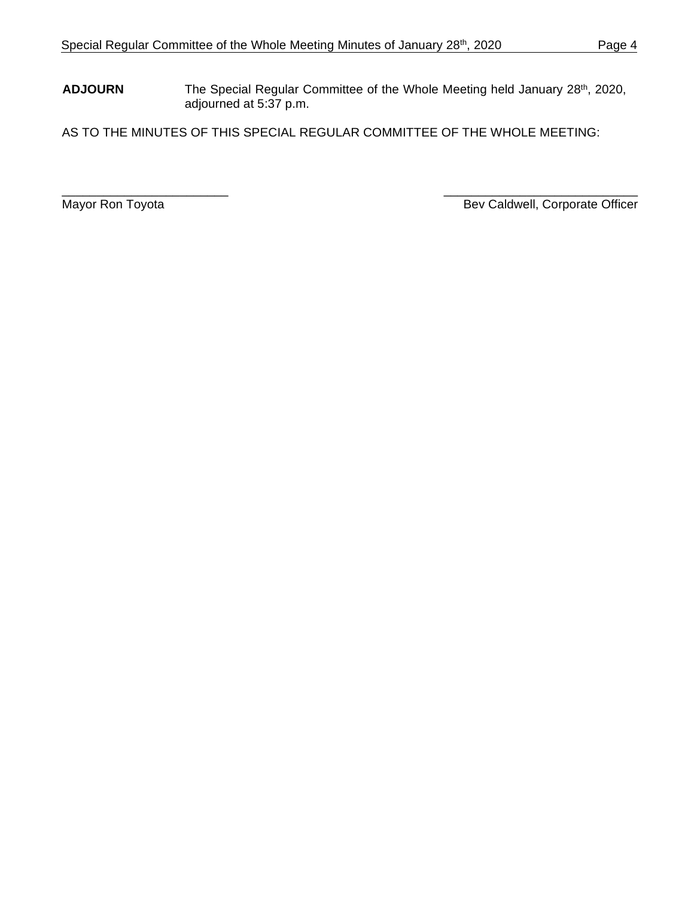**ADJOURN** The Special Regular Committee of the Whole Meeting held January 28th, 2020, adjourned at 5:37 p.m.

AS TO THE MINUTES OF THIS SPECIAL REGULAR COMMITTEE OF THE WHOLE MEETING:

\_\_\_\_\_\_\_\_\_\_\_\_\_\_\_\_\_\_\_\_\_\_\_\_\_\_
Mayor Ron Toyota

\_\_\_\_\_\_\_\_\_\_\_\_\_\_\_\_\_\_\_\_\_\_\_\_\_\_
Bev Caldwell, Corporate Officer